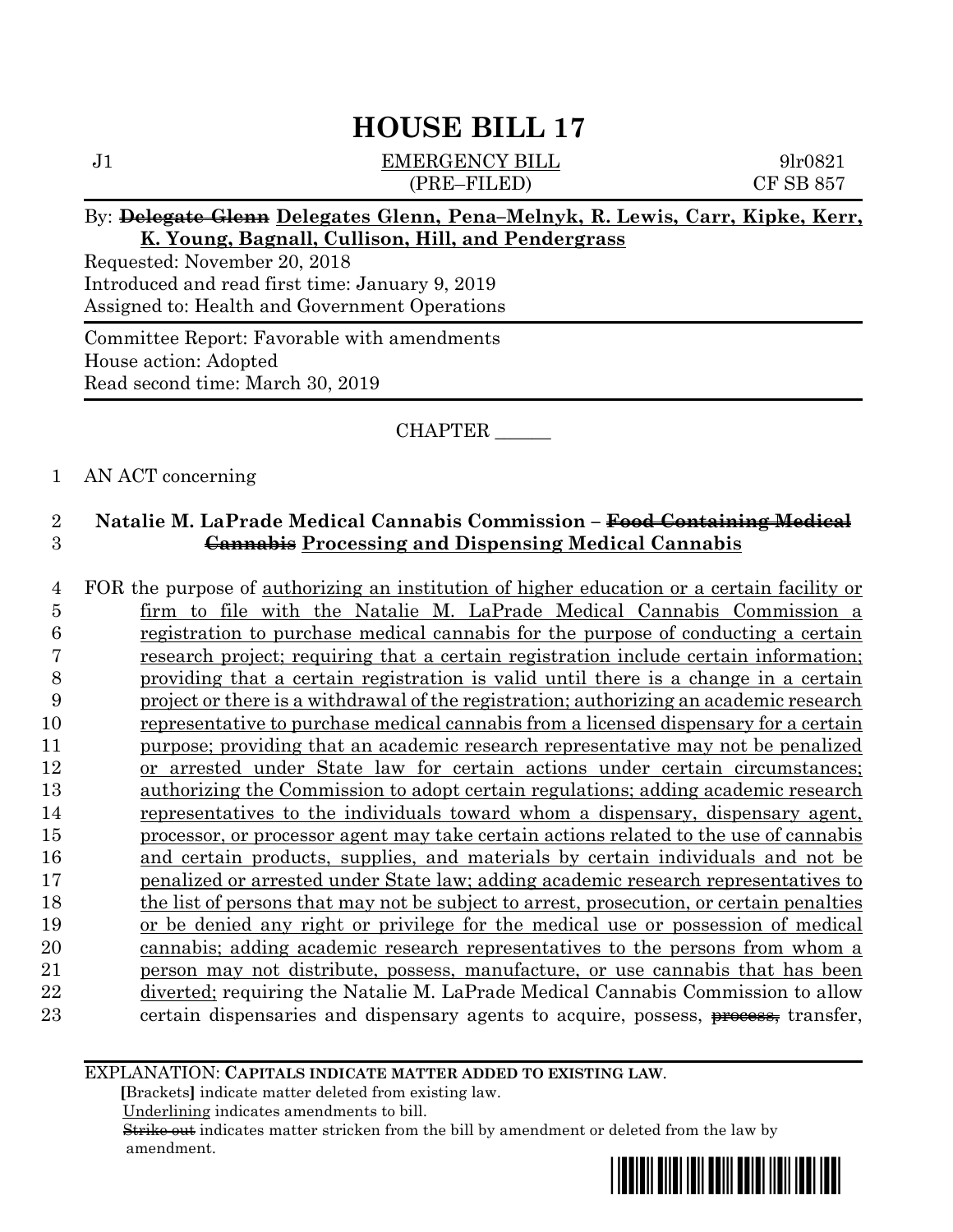# HOUSE BILL 17

J1 EMERGENCY BILL 9lr0821
(PRE–FILED) CF SB 857

By: ~~Delegate Glenn~~ **Delegates Glenn, Pena–Melnyk, R. Lewis, Carr, Kipke, Kerr, K. Young, Bagnall, Cullison, Hill, and Pendergrass**

Requested: November 20, 2018
Introduced and read first time: January 9, 2019
Assigned to: Health and Government Operations

Committee Report: Favorable with amendments
House action: Adopted
Read second time: March 30, 2019

CHAPTER ______

AN ACT concerning

**Natalie M. LaPrade Medical Cannabis Commission – ~~Food Containing Medical Cannabis~~ Processing and Dispensing Medical Cannabis**

FOR the purpose of authorizing an institution of higher education or a certain facility or firm to file with the Natalie M. LaPrade Medical Cannabis Commission a registration to purchase medical cannabis for the purpose of conducting a certain research project; requiring that a certain registration include certain information; providing that a certain registration is valid until there is a change in a certain project or there is a withdrawal of the registration; authorizing an academic research representative to purchase medical cannabis from a licensed dispensary for a certain purpose; providing that an academic research representative may not be penalized or arrested under State law for certain actions under certain circumstances; authorizing the Commission to adopt certain regulations; adding academic research representatives to the individuals toward whom a dispensary, dispensary agent, processor, or processor agent may take certain actions related to the use of cannabis and certain products, supplies, and materials by certain individuals and not be penalized or arrested under State law; adding academic research representatives to the list of persons that may not be subject to arrest, prosecution, or certain penalties or be denied any right or privilege for the medical use or possession of medical cannabis; adding academic research representatives to the persons from whom a person may not distribute, possess, manufacture, or use cannabis that has been diverted; requiring the Natalie M. LaPrade Medical Cannabis Commission to allow certain dispensaries and dispensary agents to acquire, possess, ~~process,~~ transfer,

EXPLANATION: **CAPITALS INDICATE MATTER ADDED TO EXISTING LAW.**
**[**Brackets**]** indicate matter deleted from existing law.
Underlining indicates amendments to bill.
~~Strike out~~ indicates matter stricken from the bill by amendment or deleted from the law by amendment.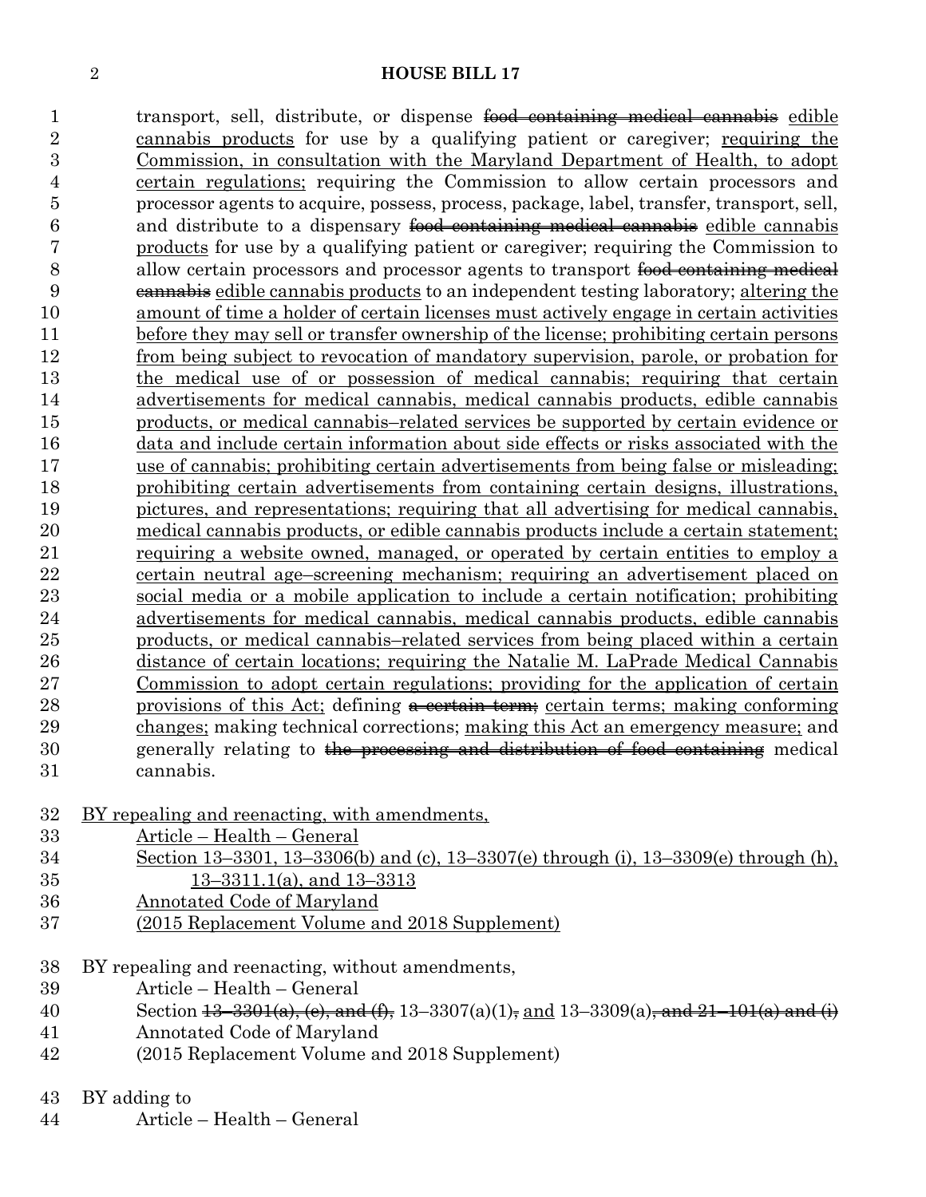transport, sell, distribute, or dispense ~~food containing medical cannabis~~ edible cannabis products for use by a qualifying patient or caregiver; requiring the Commission, in consultation with the Maryland Department of Health, to adopt certain regulations; requiring the Commission to allow certain processors and processor agents to acquire, possess, process, package, label, transfer, transport, sell, and distribute to a dispensary ~~food containing medical cannabis~~ edible cannabis products for use by a qualifying patient or caregiver; requiring the Commission to allow certain processors and processor agents to transport ~~food containing medical cannabis~~ edible cannabis products to an independent testing laboratory; altering the amount of time a holder of certain licenses must actively engage in certain activities before they may sell or transfer ownership of the license; prohibiting certain persons from being subject to revocation of mandatory supervision, parole, or probation for the medical use of or possession of medical cannabis; requiring that certain advertisements for medical cannabis, medical cannabis products, edible cannabis products, or medical cannabis–related services be supported by certain evidence or data and include certain information about side effects or risks associated with the use of cannabis; prohibiting certain advertisements from being false or misleading; prohibiting certain advertisements from containing certain designs, illustrations, pictures, and representations; requiring that all advertising for medical cannabis, medical cannabis products, or edible cannabis products include a certain statement; requiring a website owned, managed, or operated by certain entities to employ a certain neutral age–screening mechanism; requiring an advertisement placed on social media or a mobile application to include a certain notification; prohibiting advertisements for medical cannabis, medical cannabis products, edible cannabis products, or medical cannabis–related services from being placed within a certain distance of certain locations; requiring the Natalie M. LaPrade Medical Cannabis Commission to adopt certain regulations; providing for the application of certain provisions of this Act; defining ~~a certain term;~~ certain terms; making conforming changes; making technical corrections; making this Act an emergency measure; and generally relating to ~~the processing and distribution of food containing~~ medical cannabis.

BY repealing and reenacting, with amendments,
Article – Health – General
Section 13–3301, 13–3306(b) and (c), 13–3307(e) through (i), 13–3309(e) through (h), 13–3311.1(a), and 13–3313
Annotated Code of Maryland
(2015 Replacement Volume and 2018 Supplement)

BY repealing and reenacting, without amendments,
Article – Health – General
Section ~~13–3301(a), (e), and (f),~~ 13–3307(a)(1)~~,~~ and 13–3309(a)~~, and 21–101(a) and (i)~~
Annotated Code of Maryland
(2015 Replacement Volume and 2018 Supplement)

BY adding to
Article – Health – General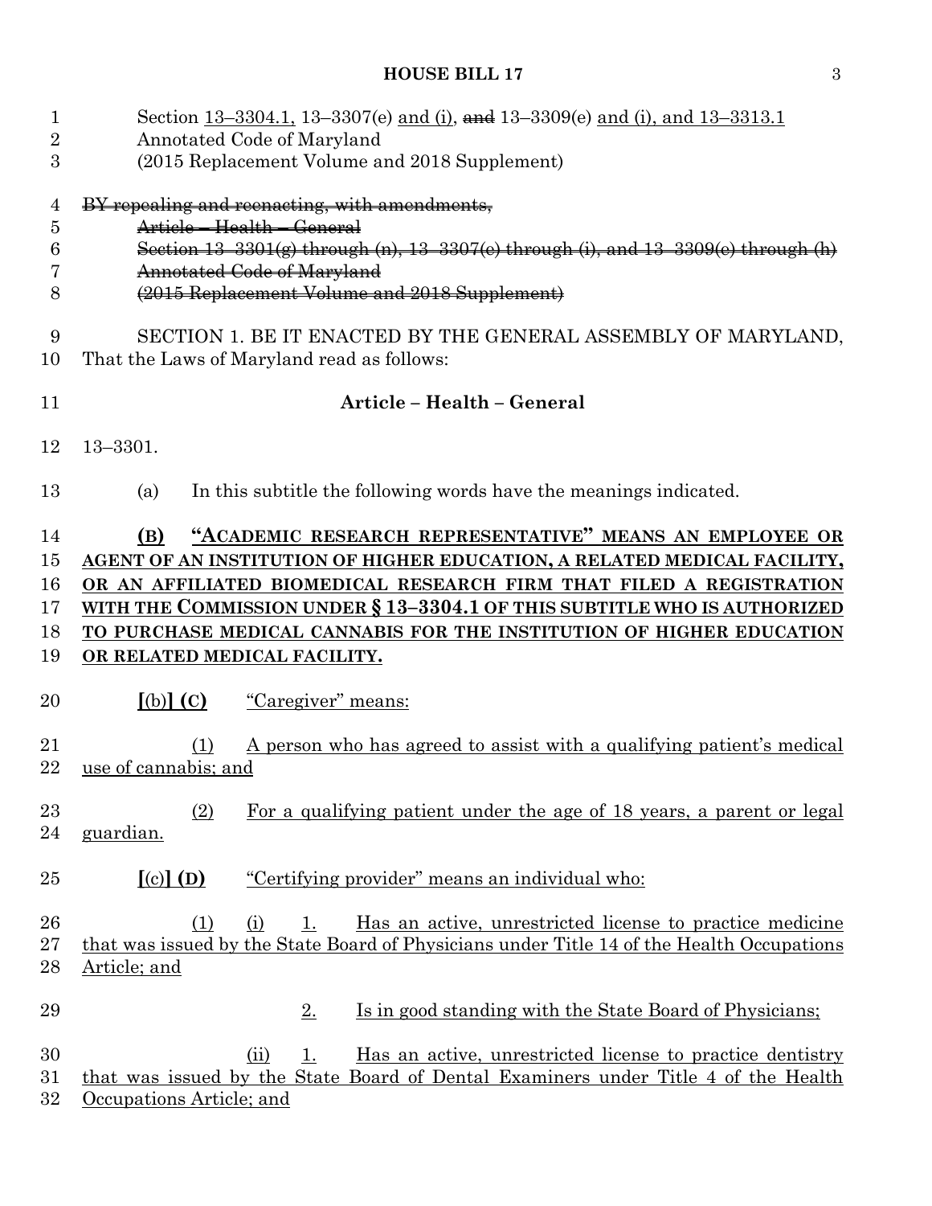Section 13–3304.1, 13–3307(e) and (i), ~~and~~ 13–3309(e) and (i), and 13–3313.1
Annotated Code of Maryland
(2015 Replacement Volume and 2018 Supplement)

~~BY repealing and reenacting, with amendments,~~
~~Article – Health – General~~
~~Section 13–3301(g) through (n), 13–3307(e) through (i), and 13–3309(e) through (h)~~
~~Annotated Code of Maryland~~
~~(2015 Replacement Volume and 2018 Supplement)~~

SECTION 1. BE IT ENACTED BY THE GENERAL ASSEMBLY OF MARYLAND, That the Laws of Maryland read as follows:

**Article – Health – General**

13–3301.

(a) In this subtitle the following words have the meanings indicated.

**(B) "ACADEMIC RESEARCH REPRESENTATIVE" MEANS AN EMPLOYEE OR AGENT OF AN INSTITUTION OF HIGHER EDUCATION, A RELATED MEDICAL FACILITY, OR AN AFFILIATED BIOMEDICAL RESEARCH FIRM THAT FILED A REGISTRATION WITH THE COMMISSION UNDER § 13–3304.1 OF THIS SUBTITLE WHO IS AUTHORIZED TO PURCHASE MEDICAL CANNABIS FOR THE INSTITUTION OF HIGHER EDUCATION OR RELATED MEDICAL FACILITY.**

**[**(b)**] (C)** "Caregiver" means:

(1) A person who has agreed to assist with a qualifying patient's medical use of cannabis; and

(2) For a qualifying patient under the age of 18 years, a parent or legal guardian.

**[**(c)**] (D)** "Certifying provider" means an individual who:

(1) (i) 1. Has an active, unrestricted license to practice medicine that was issued by the State Board of Physicians under Title 14 of the Health Occupations Article; and

2. Is in good standing with the State Board of Physicians;

(ii) 1. Has an active, unrestricted license to practice dentistry that was issued by the State Board of Dental Examiners under Title 4 of the Health Occupations Article; and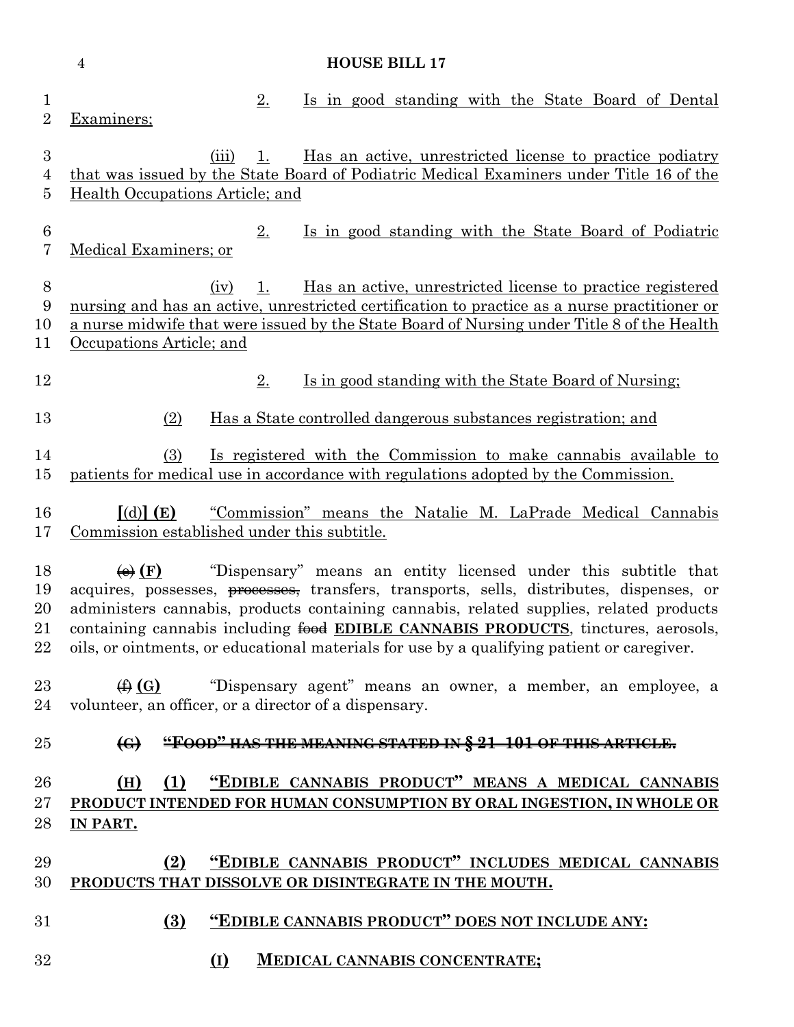2. Is in good standing with the State Board of Dental Examiners;

(iii) 1. Has an active, unrestricted license to practice podiatry that was issued by the State Board of Podiatric Medical Examiners under Title 16 of the Health Occupations Article; and

2. Is in good standing with the State Board of Podiatric Medical Examiners; or

(iv) 1. Has an active, unrestricted license to practice registered nursing and has an active, unrestricted certification to practice as a nurse practitioner or a nurse midwife that were issued by the State Board of Nursing under Title 8 of the Health Occupations Article; and

2. Is in good standing with the State Board of Nursing;

(2) Has a State controlled dangerous substances registration; and

(3) Is registered with the Commission to make cannabis available to patients for medical use in accordance with regulations adopted by the Commission.

**[**(d)**] (E)** "Commission" means the Natalie M. LaPrade Medical Cannabis Commission established under this subtitle.

~~(e)~~ **(F)** "Dispensary" means an entity licensed under this subtitle that acquires, possesses, ~~processes,~~ transfers, transports, sells, distributes, dispenses, or administers cannabis, products containing cannabis, related supplies, related products containing cannabis including ~~food~~ **EDIBLE CANNABIS PRODUCTS**, tinctures, aerosols, oils, or ointments, or educational materials for use by a qualifying patient or caregiver.

~~(f)~~ **(G)** "Dispensary agent" means an owner, a member, an employee, a volunteer, an officer, or a director of a dispensary.

~~**(G) "FOOD" HAS THE MEANING STATED IN § 21–101 OF THIS ARTICLE.**~~

**(H) (1) "EDIBLE CANNABIS PRODUCT" MEANS A MEDICAL CANNABIS PRODUCT INTENDED FOR HUMAN CONSUMPTION BY ORAL INGESTION, IN WHOLE OR IN PART.**

**(2) "EDIBLE CANNABIS PRODUCT" INCLUDES MEDICAL CANNABIS PRODUCTS THAT DISSOLVE OR DISINTEGRATE IN THE MOUTH.**

**(3) "EDIBLE CANNABIS PRODUCT" DOES NOT INCLUDE ANY:**

**(I) MEDICAL CANNABIS CONCENTRATE;**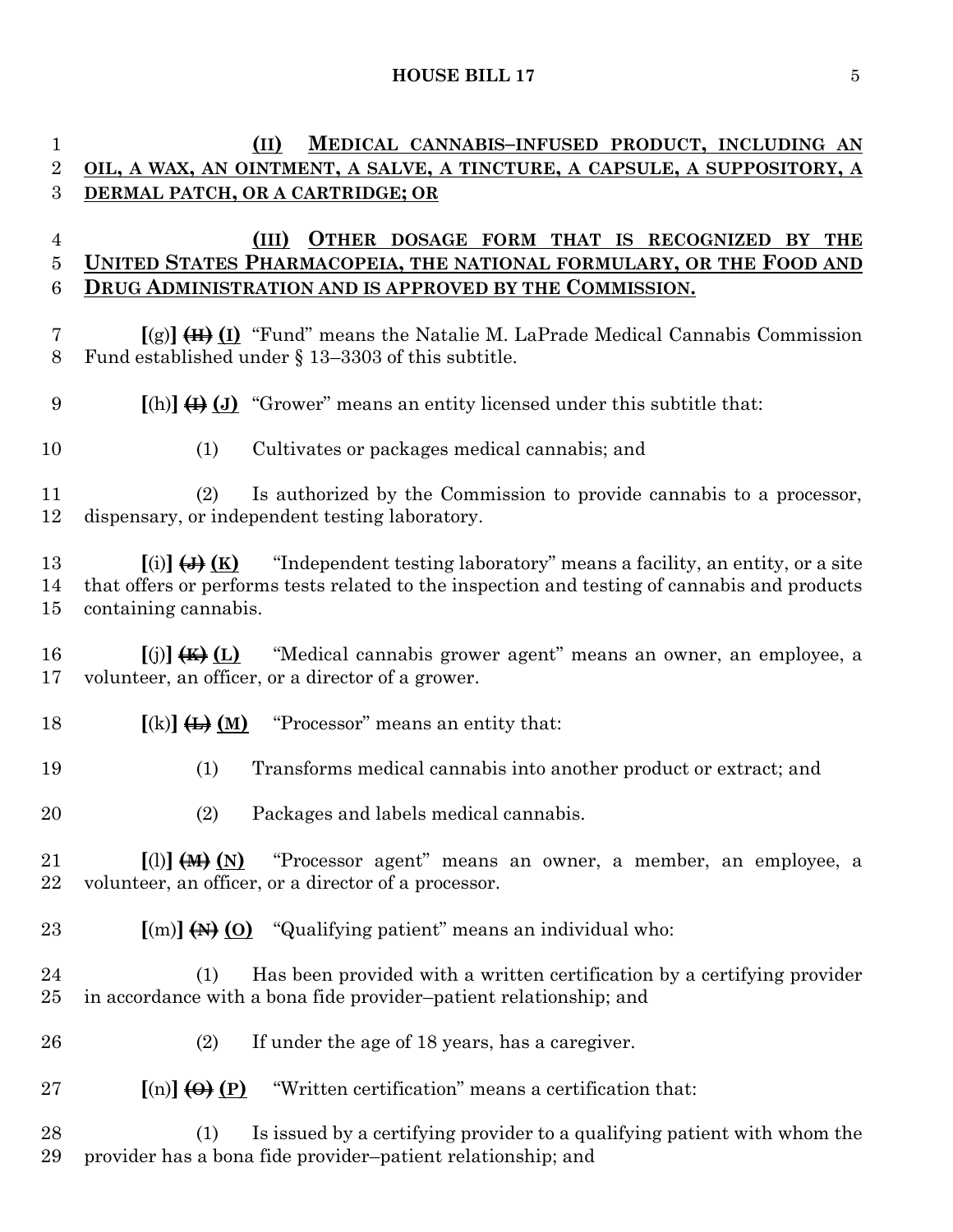(II) MEDICAL CANNABIS–INFUSED PRODUCT, INCLUDING AN OIL, A WAX, AN OINTMENT, A SALVE, A TINCTURE, A CAPSULE, A SUPPOSITORY, A DERMAL PATCH, OR A CARTRIDGE; OR

(III) OTHER DOSAGE FORM THAT IS RECOGNIZED BY THE UNITED STATES PHARMACOPEIA, THE NATIONAL FORMULARY, OR THE FOOD AND DRUG ADMINISTRATION AND IS APPROVED BY THE COMMISSION.

[(g)] ~~(H)~~ (I) "Fund" means the Natalie M. LaPrade Medical Cannabis Commission Fund established under § 13–3303 of this subtitle.

[(h)] ~~(I)~~ (J) "Grower" means an entity licensed under this subtitle that:

(1) Cultivates or packages medical cannabis; and

(2) Is authorized by the Commission to provide cannabis to a processor, dispensary, or independent testing laboratory.

[(i)] ~~(J)~~ (K) "Independent testing laboratory" means a facility, an entity, or a site that offers or performs tests related to the inspection and testing of cannabis and products containing cannabis.

[(j)] ~~(K)~~ (L) "Medical cannabis grower agent" means an owner, an employee, a volunteer, an officer, or a director of a grower.

[(k)] ~~(L)~~ (M) "Processor" means an entity that:

(1) Transforms medical cannabis into another product or extract; and

(2) Packages and labels medical cannabis.

[(l)] ~~(M)~~ (N) "Processor agent" means an owner, a member, an employee, a volunteer, an officer, or a director of a processor.

[(m)] ~~(N)~~ (O) "Qualifying patient" means an individual who:

(1) Has been provided with a written certification by a certifying provider in accordance with a bona fide provider–patient relationship; and

(2) If under the age of 18 years, has a caregiver.

[(n)] ~~(O)~~ (P) "Written certification" means a certification that:

(1) Is issued by a certifying provider to a qualifying patient with whom the provider has a bona fide provider–patient relationship; and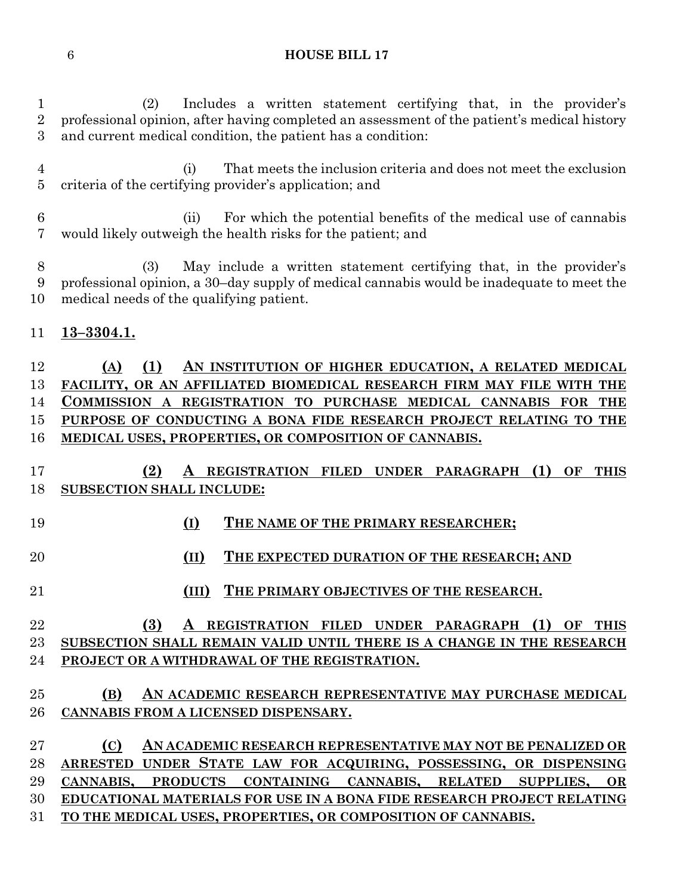(2) Includes a written statement certifying that, in the provider's professional opinion, after having completed an assessment of the patient's medical history and current medical condition, the patient has a condition:

(i) That meets the inclusion criteria and does not meet the exclusion criteria of the certifying provider's application; and

(ii) For which the potential benefits of the medical use of cannabis would likely outweigh the health risks for the patient; and

(3) May include a written statement certifying that, in the provider's professional opinion, a 30–day supply of medical cannabis would be inadequate to meet the medical needs of the qualifying patient.

**13–3304.1.**

**(A) (1) AN INSTITUTION OF HIGHER EDUCATION, A RELATED MEDICAL FACILITY, OR AN AFFILIATED BIOMEDICAL RESEARCH FIRM MAY FILE WITH THE COMMISSION A REGISTRATION TO PURCHASE MEDICAL CANNABIS FOR THE PURPOSE OF CONDUCTING A BONA FIDE RESEARCH PROJECT RELATING TO THE MEDICAL USES, PROPERTIES, OR COMPOSITION OF CANNABIS.**

**(2) A REGISTRATION FILED UNDER PARAGRAPH (1) OF THIS SUBSECTION SHALL INCLUDE:**

**(I) THE NAME OF THE PRIMARY RESEARCHER;**

**(II) THE EXPECTED DURATION OF THE RESEARCH; AND**

**(III) THE PRIMARY OBJECTIVES OF THE RESEARCH.**

**(3) A REGISTRATION FILED UNDER PARAGRAPH (1) OF THIS SUBSECTION SHALL REMAIN VALID UNTIL THERE IS A CHANGE IN THE RESEARCH PROJECT OR A WITHDRAWAL OF THE REGISTRATION.**

**(B) AN ACADEMIC RESEARCH REPRESENTATIVE MAY PURCHASE MEDICAL CANNABIS FROM A LICENSED DISPENSARY.**

**(C) AN ACADEMIC RESEARCH REPRESENTATIVE MAY NOT BE PENALIZED OR ARRESTED UNDER STATE LAW FOR ACQUIRING, POSSESSING, OR DISPENSING CANNABIS, PRODUCTS CONTAINING CANNABIS, RELATED SUPPLIES, OR EDUCATIONAL MATERIALS FOR USE IN A BONA FIDE RESEARCH PROJECT RELATING TO THE MEDICAL USES, PROPERTIES, OR COMPOSITION OF CANNABIS.**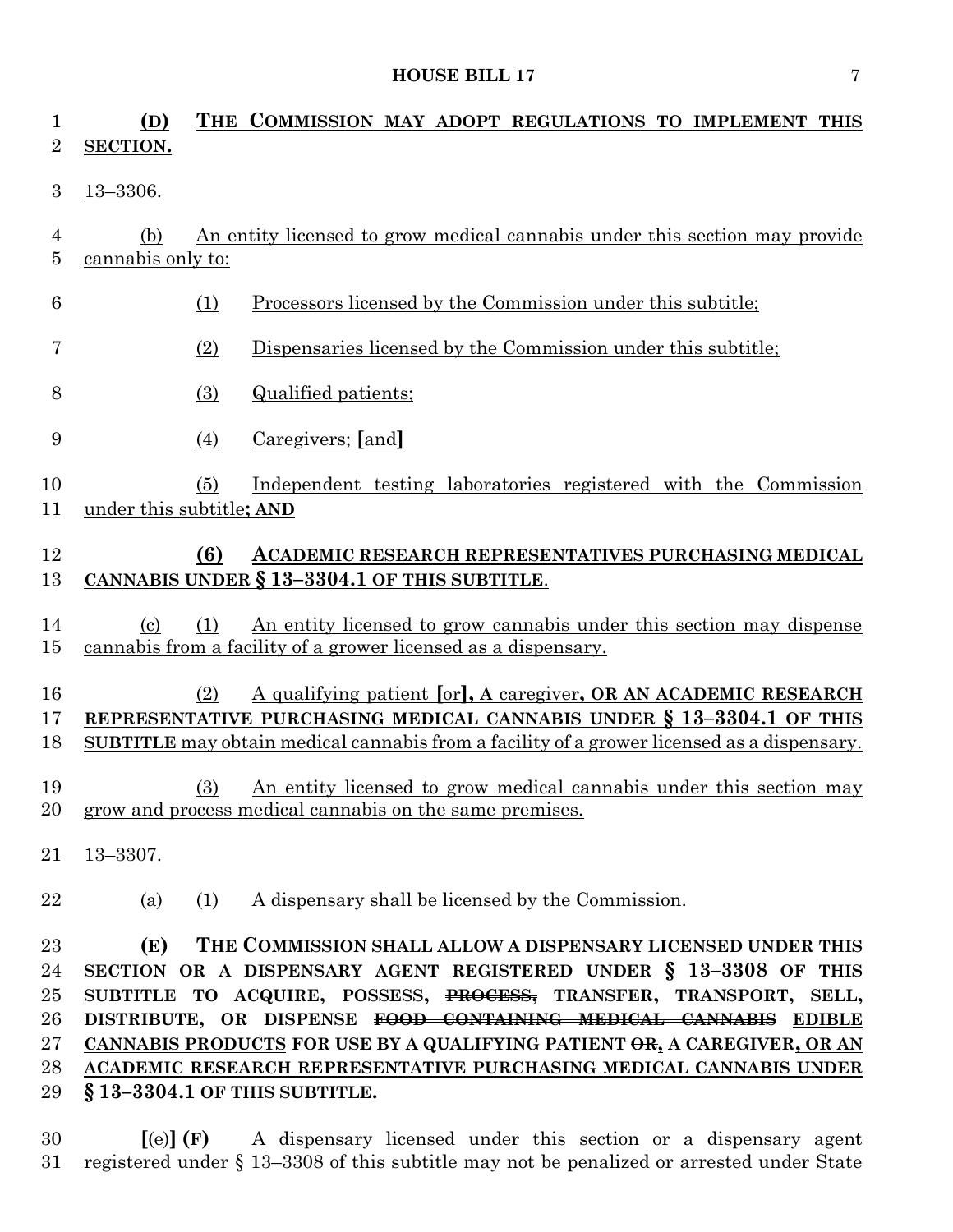**(D) THE COMMISSION MAY ADOPT REGULATIONS TO IMPLEMENT THIS SECTION.**

13–3306.

(b) An entity licensed to grow medical cannabis under this section may provide cannabis only to:

(1) Processors licensed by the Commission under this subtitle;

(2) Dispensaries licensed by the Commission under this subtitle;

(3) Qualified patients;

(4) Caregivers; **[**and**]**

(5) Independent testing laboratories registered with the Commission under this subtitle**; AND**

**(6) ACADEMIC RESEARCH REPRESENTATIVES PURCHASING MEDICAL CANNABIS UNDER § 13–3304.1 OF THIS SUBTITLE**.

(c) (1) An entity licensed to grow cannabis under this section may dispense cannabis from a facility of a grower licensed as a dispensary.

(2) A qualifying patient **[**or**], A** caregiver**, OR AN ACADEMIC RESEARCH REPRESENTATIVE PURCHASING MEDICAL CANNABIS UNDER § 13–3304.1 OF THIS SUBTITLE** may obtain medical cannabis from a facility of a grower licensed as a dispensary.

(3) An entity licensed to grow medical cannabis under this section may grow and process medical cannabis on the same premises.

13–3307.

(a) (1) A dispensary shall be licensed by the Commission.

**(E) THE COMMISSION SHALL ALLOW A DISPENSARY LICENSED UNDER THIS SECTION OR A DISPENSARY AGENT REGISTERED UNDER § 13–3308 OF THIS SUBTITLE TO ACQUIRE, POSSESS, ~~PROCESS,~~ TRANSFER, TRANSPORT, SELL, DISTRIBUTE, OR DISPENSE ~~FOOD CONTAINING MEDICAL CANNABIS~~ EDIBLE CANNABIS PRODUCTS FOR USE BY A QUALIFYING PATIENT ~~OR~~, A CAREGIVER, OR AN ACADEMIC RESEARCH REPRESENTATIVE PURCHASING MEDICAL CANNABIS UNDER § 13–3304.1 OF THIS SUBTITLE.**

**[**(e)**] (F)** A dispensary licensed under this section or a dispensary agent registered under § 13–3308 of this subtitle may not be penalized or arrested under State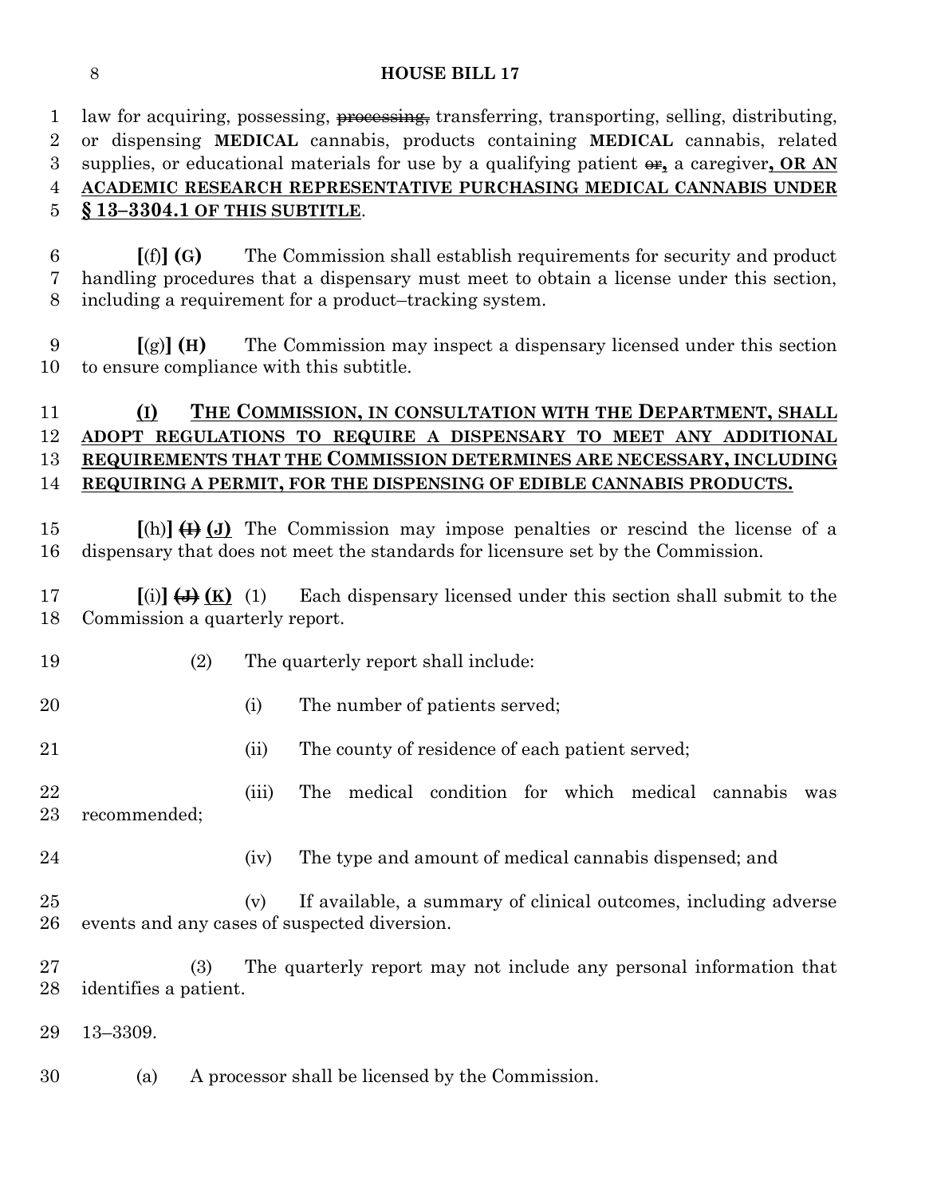law for acquiring, possessing, ~~processing,~~ transferring, transporting, selling, distributing, or dispensing **MEDICAL** cannabis, products containing **MEDICAL** cannabis, related supplies, or educational materials for use by a qualifying patient ~~or~~**,** a caregiver**, OR AN ACADEMIC RESEARCH REPRESENTATIVE PURCHASING MEDICAL CANNABIS UNDER § 13–3304.1 OF THIS SUBTITLE**.

**[**(f)**] (G)** The Commission shall establish requirements for security and product handling procedures that a dispensary must meet to obtain a license under this section, including a requirement for a product–tracking system.

**[**(g)**] (H)** The Commission may inspect a dispensary licensed under this section to ensure compliance with this subtitle.

**(I) THE COMMISSION, IN CONSULTATION WITH THE DEPARTMENT, SHALL ADOPT REGULATIONS TO REQUIRE A DISPENSARY TO MEET ANY ADDITIONAL REQUIREMENTS THAT THE COMMISSION DETERMINES ARE NECESSARY, INCLUDING REQUIRING A PERMIT, FOR THE DISPENSING OF EDIBLE CANNABIS PRODUCTS.**

**[**(h)**]** ~~**(I)**~~ **(J)** The Commission may impose penalties or rescind the license of a dispensary that does not meet the standards for licensure set by the Commission.

**[**(i)**]** ~~**(J)**~~ **(K)** (1) Each dispensary licensed under this section shall submit to the Commission a quarterly report.

(2) The quarterly report shall include:

(i) The number of patients served;

(ii) The county of residence of each patient served;

(iii) The medical condition for which medical cannabis was recommended;

(iv) The type and amount of medical cannabis dispensed; and

(v) If available, a summary of clinical outcomes, including adverse events and any cases of suspected diversion.

(3) The quarterly report may not include any personal information that identifies a patient.

13–3309.

(a) A processor shall be licensed by the Commission.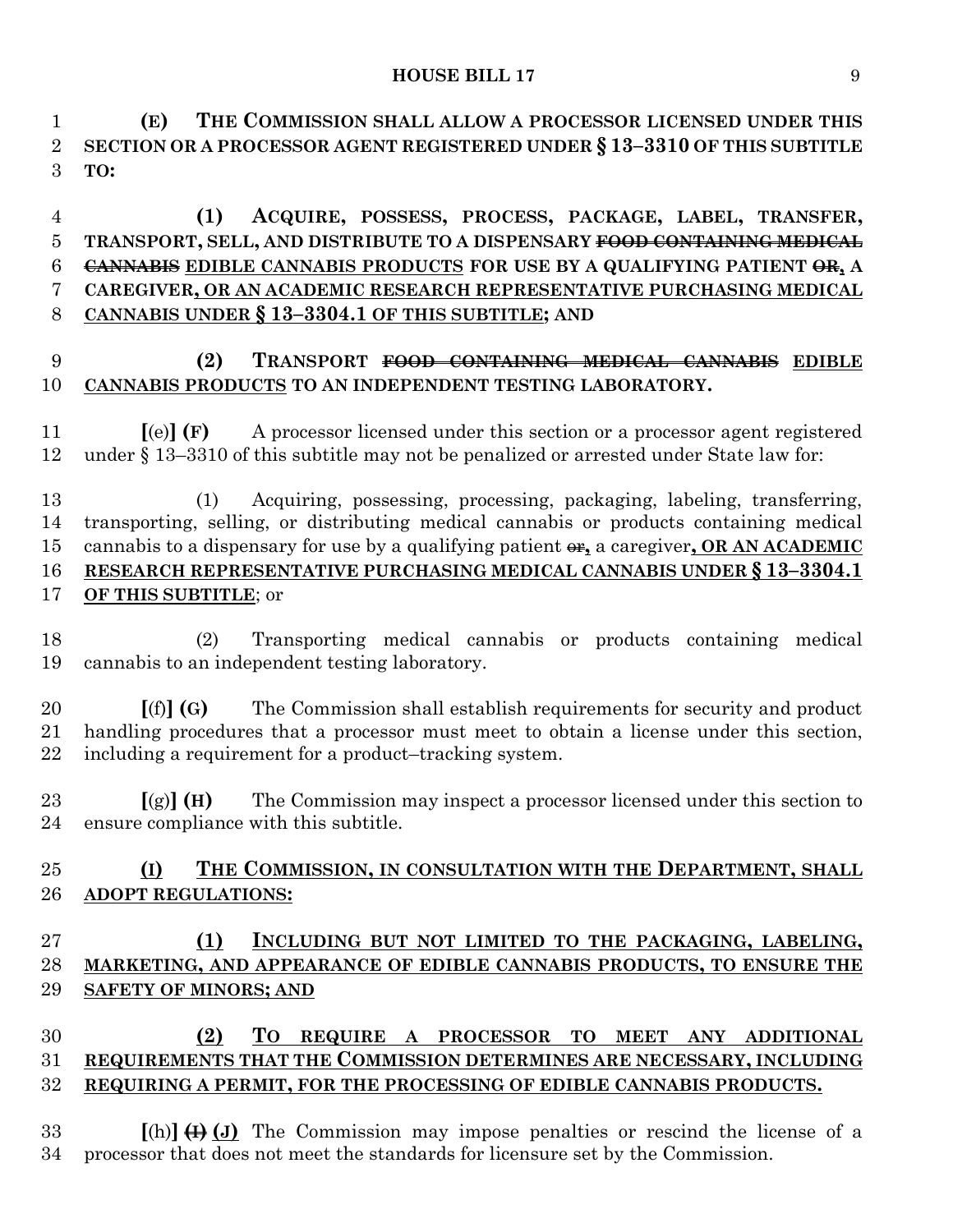**(E) THE COMMISSION SHALL ALLOW A PROCESSOR LICENSED UNDER THIS SECTION OR A PROCESSOR AGENT REGISTERED UNDER § 13–3310 OF THIS SUBTITLE TO:**

**(1) ACQUIRE, POSSESS, PROCESS, PACKAGE, LABEL, TRANSFER, TRANSPORT, SELL, AND DISTRIBUTE TO A DISPENSARY ~~FOOD CONTAINING MEDICAL CANNABIS~~ <u>EDIBLE CANNABIS PRODUCTS</u> FOR USE BY A QUALIFYING PATIENT ~~OR~~<u>,</u> A CAREGIVER<u>, OR AN ACADEMIC RESEARCH REPRESENTATIVE PURCHASING MEDICAL CANNABIS UNDER § 13–3304.1 OF THIS SUBTITLE</u>; AND**

**(2) TRANSPORT ~~FOOD CONTAINING MEDICAL CANNABIS~~ <u>EDIBLE CANNABIS PRODUCTS</u> TO AN INDEPENDENT TESTING LABORATORY.**

**[**(e)**] (F)** A processor licensed under this section or a processor agent registered under § 13–3310 of this subtitle may not be penalized or arrested under State law for:

(1) Acquiring, possessing, processing, packaging, labeling, transferring, transporting, selling, or distributing medical cannabis or products containing medical cannabis to a dispensary for use by a qualifying patient ~~or~~<u>,</u> a caregiver<u>**, OR AN ACADEMIC RESEARCH REPRESENTATIVE PURCHASING MEDICAL CANNABIS UNDER § 13–3304.1 OF THIS SUBTITLE**</u>; or

(2) Transporting medical cannabis or products containing medical cannabis to an independent testing laboratory.

**[**(f)**] (G)** The Commission shall establish requirements for security and product handling procedures that a processor must meet to obtain a license under this section, including a requirement for a product–tracking system.

**[**(g)**] (H)** The Commission may inspect a processor licensed under this section to ensure compliance with this subtitle.

<u>**(I) THE COMMISSION, IN CONSULTATION WITH THE DEPARTMENT, SHALL ADOPT REGULATIONS:**</u>

<u>**(1) INCLUDING BUT NOT LIMITED TO THE PACKAGING, LABELING, MARKETING, AND APPEARANCE OF EDIBLE CANNABIS PRODUCTS, TO ENSURE THE SAFETY OF MINORS; AND**</u>

<u>**(2) TO REQUIRE A PROCESSOR TO MEET ANY ADDITIONAL REQUIREMENTS THAT THE COMMISSION DETERMINES ARE NECESSARY, INCLUDING REQUIRING A PERMIT, FOR THE PROCESSING OF EDIBLE CANNABIS PRODUCTS.**</u>

**[**(h)**]** ~~**(I)**~~ <u>**(J)**</u> The Commission may impose penalties or rescind the license of a processor that does not meet the standards for licensure set by the Commission.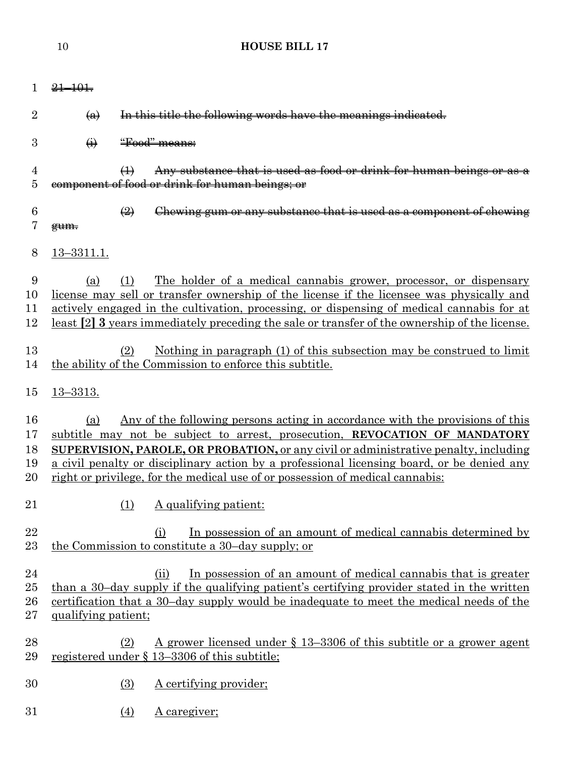~~21–101.~~

~~(a) In this title the following words have the meanings indicated.~~

~~(i) "Food" means:~~

~~(1) Any substance that is used as food or drink for human beings or as a component of food or drink for human beings; or~~

~~(2) Chewing gum or any substance that is used as a component of chewing gum.~~

<u>13–3311.1.</u>

<u>(a) (1) The holder of a medical cannabis grower, processor, or dispensary license may sell or transfer ownership of the license if the licensee was physically and actively engaged in the cultivation, processing, or dispensing of medical cannabis for at least **[**2**] 3** years immediately preceding the sale or transfer of the ownership of the license.</u>

<u>(2) Nothing in paragraph (1) of this subsection may be construed to limit the ability of the Commission to enforce this subtitle.</u>

<u>13–3313.</u>

<u>(a) Any of the following persons acting in accordance with the provisions of this subtitle may not be subject to arrest, prosecution, **REVOCATION OF MANDATORY SUPERVISION, PAROLE, OR PROBATION,** or any civil or administrative penalty, including a civil penalty or disciplinary action by a professional licensing board, or be denied any right or privilege, for the medical use of or possession of medical cannabis:</u>

<u>(1) A qualifying patient:</u>

<u>(i) In possession of an amount of medical cannabis determined by the Commission to constitute a 30–day supply; or</u>

<u>(ii) In possession of an amount of medical cannabis that is greater than a 30–day supply if the qualifying patient's certifying provider stated in the written certification that a 30–day supply would be inadequate to meet the medical needs of the qualifying patient;</u>

<u>(2) A grower licensed under § 13–3306 of this subtitle or a grower agent registered under § 13–3306 of this subtitle;</u>

<u>(3) A certifying provider;</u>

<u>(4) A caregiver;</u>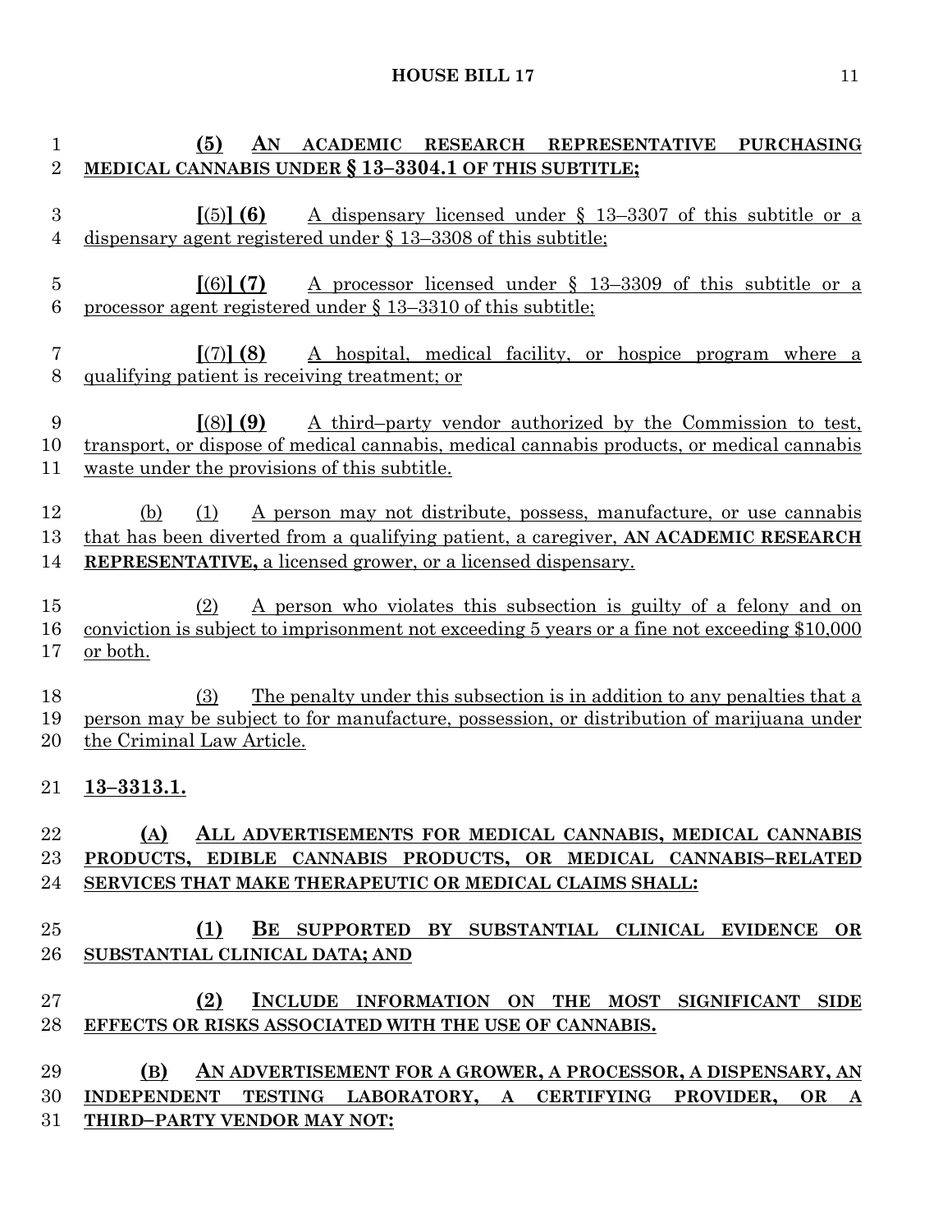(5) **AN ACADEMIC RESEARCH REPRESENTATIVE PURCHASING MEDICAL CANNABIS UNDER § 13–3304.1 OF THIS SUBTITLE;**

**[**(5)**] (6)** A dispensary licensed under § 13–3307 of this subtitle or a dispensary agent registered under § 13–3308 of this subtitle;

**[**(6)**] (7)** A processor licensed under § 13–3309 of this subtitle or a processor agent registered under § 13–3310 of this subtitle;

**[**(7)**] (8)** A hospital, medical facility, or hospice program where a qualifying patient is receiving treatment; or

**[**(8)**] (9)** A third–party vendor authorized by the Commission to test, transport, or dispose of medical cannabis, medical cannabis products, or medical cannabis waste under the provisions of this subtitle.

(b) (1) A person may not distribute, possess, manufacture, or use cannabis that has been diverted from a qualifying patient, a caregiver, **AN ACADEMIC RESEARCH REPRESENTATIVE,** a licensed grower, or a licensed dispensary.

(2) A person who violates this subsection is guilty of a felony and on conviction is subject to imprisonment not exceeding 5 years or a fine not exceeding $10,000 or both.

(3) The penalty under this subsection is in addition to any penalties that a person may be subject to for manufacture, possession, or distribution of marijuana under the Criminal Law Article.

**13–3313.1.**

**(A) ALL ADVERTISEMENTS FOR MEDICAL CANNABIS, MEDICAL CANNABIS PRODUCTS, EDIBLE CANNABIS PRODUCTS, OR MEDICAL CANNABIS–RELATED SERVICES THAT MAKE THERAPEUTIC OR MEDICAL CLAIMS SHALL:**

**(1) BE SUPPORTED BY SUBSTANTIAL CLINICAL EVIDENCE OR SUBSTANTIAL CLINICAL DATA; AND**

**(2) INCLUDE INFORMATION ON THE MOST SIGNIFICANT SIDE EFFECTS OR RISKS ASSOCIATED WITH THE USE OF CANNABIS.**

**(B) AN ADVERTISEMENT FOR A GROWER, A PROCESSOR, A DISPENSARY, AN INDEPENDENT TESTING LABORATORY, A CERTIFYING PROVIDER, OR A THIRD–PARTY VENDOR MAY NOT:**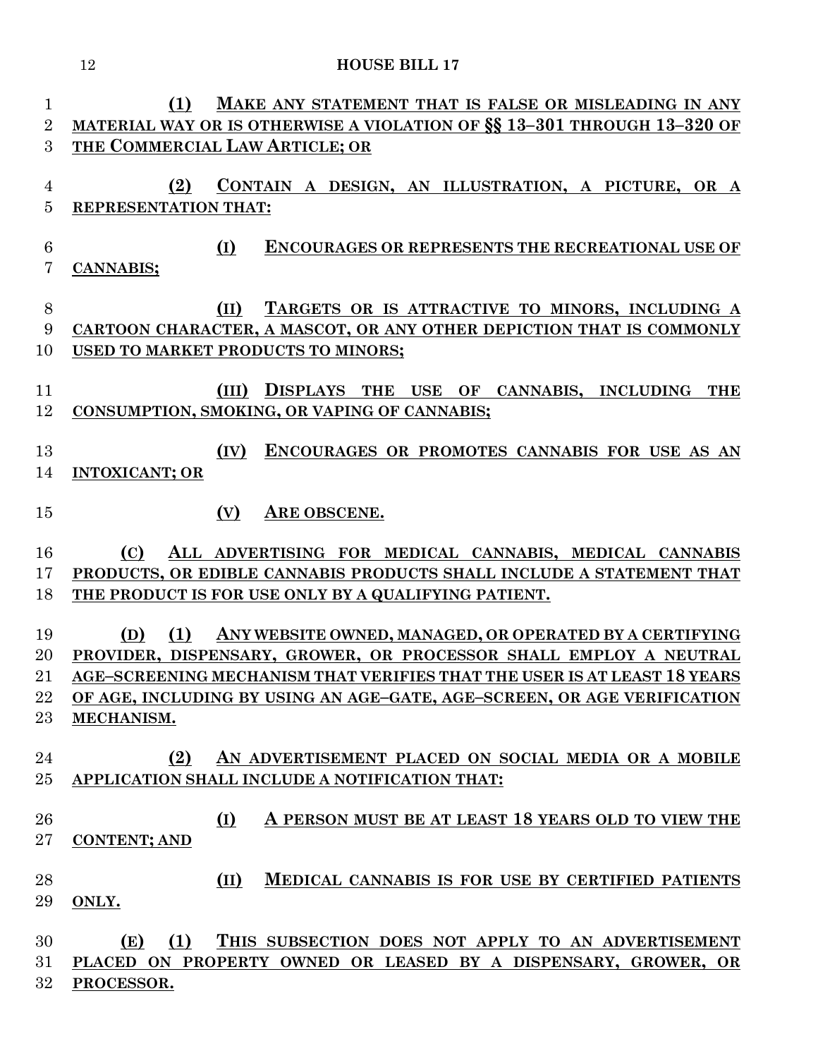(1) MAKE ANY STATEMENT THAT IS FALSE OR MISLEADING IN ANY MATERIAL WAY OR IS OTHERWISE A VIOLATION OF §§ 13–301 THROUGH 13–320 OF THE COMMERCIAL LAW ARTICLE; OR

(2) CONTAIN A DESIGN, AN ILLUSTRATION, A PICTURE, OR A REPRESENTATION THAT:

(I) ENCOURAGES OR REPRESENTS THE RECREATIONAL USE OF CANNABIS;

(II) TARGETS OR IS ATTRACTIVE TO MINORS, INCLUDING A CARTOON CHARACTER, A MASCOT, OR ANY OTHER DEPICTION THAT IS COMMONLY USED TO MARKET PRODUCTS TO MINORS;

(III) DISPLAYS THE USE OF CANNABIS, INCLUDING THE CONSUMPTION, SMOKING, OR VAPING OF CANNABIS;

(IV) ENCOURAGES OR PROMOTES CANNABIS FOR USE AS AN INTOXICANT; OR

(V) ARE OBSCENE.

(C) ALL ADVERTISING FOR MEDICAL CANNABIS, MEDICAL CANNABIS PRODUCTS, OR EDIBLE CANNABIS PRODUCTS SHALL INCLUDE A STATEMENT THAT THE PRODUCT IS FOR USE ONLY BY A QUALIFYING PATIENT.

(D) (1) ANY WEBSITE OWNED, MANAGED, OR OPERATED BY A CERTIFYING PROVIDER, DISPENSARY, GROWER, OR PROCESSOR SHALL EMPLOY A NEUTRAL AGE–SCREENING MECHANISM THAT VERIFIES THAT THE USER IS AT LEAST 18 YEARS OF AGE, INCLUDING BY USING AN AGE–GATE, AGE–SCREEN, OR AGE VERIFICATION MECHANISM.

(2) AN ADVERTISEMENT PLACED ON SOCIAL MEDIA OR A MOBILE APPLICATION SHALL INCLUDE A NOTIFICATION THAT:

(I) A PERSON MUST BE AT LEAST 18 YEARS OLD TO VIEW THE CONTENT; AND

(II) MEDICAL CANNABIS IS FOR USE BY CERTIFIED PATIENTS ONLY.

(E) (1) THIS SUBSECTION DOES NOT APPLY TO AN ADVERTISEMENT PLACED ON PROPERTY OWNED OR LEASED BY A DISPENSARY, GROWER, OR PROCESSOR.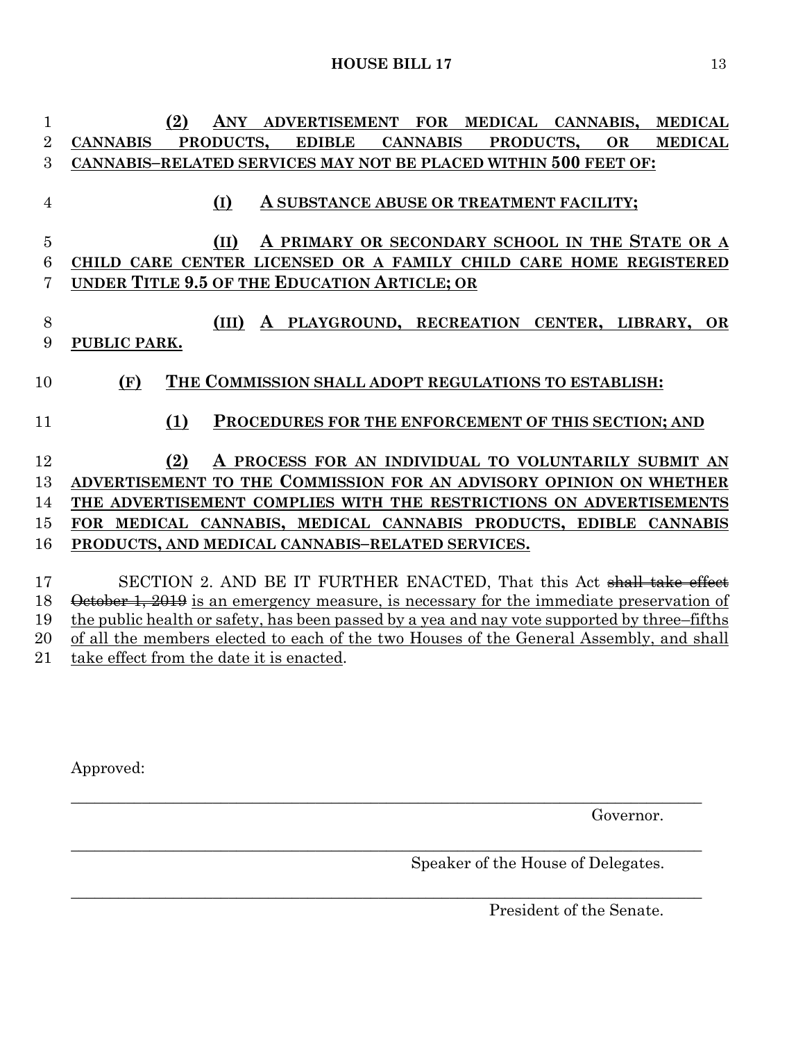(2) ANY ADVERTISEMENT FOR MEDICAL CANNABIS, MEDICAL CANNABIS PRODUCTS, EDIBLE CANNABIS PRODUCTS, OR MEDICAL CANNABIS–RELATED SERVICES MAY NOT BE PLACED WITHIN 500 FEET OF:

(I) A SUBSTANCE ABUSE OR TREATMENT FACILITY;

(II) A PRIMARY OR SECONDARY SCHOOL IN THE STATE OR A CHILD CARE CENTER LICENSED OR A FAMILY CHILD CARE HOME REGISTERED UNDER TITLE 9.5 OF THE EDUCATION ARTICLE; OR

(III) A PLAYGROUND, RECREATION CENTER, LIBRARY, OR PUBLIC PARK.

(F) THE COMMISSION SHALL ADOPT REGULATIONS TO ESTABLISH:

(1) PROCEDURES FOR THE ENFORCEMENT OF THIS SECTION; AND

(2) A PROCESS FOR AN INDIVIDUAL TO VOLUNTARILY SUBMIT AN ADVERTISEMENT TO THE COMMISSION FOR AN ADVISORY OPINION ON WHETHER THE ADVERTISEMENT COMPLIES WITH THE RESTRICTIONS ON ADVERTISEMENTS FOR MEDICAL CANNABIS, MEDICAL CANNABIS PRODUCTS, EDIBLE CANNABIS PRODUCTS, AND MEDICAL CANNABIS–RELATED SERVICES.

SECTION 2. AND BE IT FURTHER ENACTED, That this Act ~~shall take effect October 1, 2019~~ is an emergency measure, is necessary for the immediate preservation of the public health or safety, has been passed by a yea and nay vote supported by three–fifths of all the members elected to each of the two Houses of the General Assembly, and shall take effect from the date it is enacted.

Approved:

\_\_\_\_\_\_\_\_\_\_\_\_\_\_\_\_\_\_\_\_\_\_\_\_\_\_\_\_\_\_\_\_\_\_\_\_\_\_\_\_\_\_\_\_\_\_\_\_\_\_\_\_\_\_\_\_\_\_\_\_
Governor.

\_\_\_\_\_\_\_\_\_\_\_\_\_\_\_\_\_\_\_\_\_\_\_\_\_\_\_\_\_\_\_\_\_\_\_\_\_\_\_\_\_\_\_\_\_\_\_\_\_\_\_\_\_\_\_\_\_\_\_\_
Speaker of the House of Delegates.

\_\_\_\_\_\_\_\_\_\_\_\_\_\_\_\_\_\_\_\_\_\_\_\_\_\_\_\_\_\_\_\_\_\_\_\_\_\_\_\_\_\_\_\_\_\_\_\_\_\_\_\_\_\_\_\_\_\_\_\_
President of the Senate.